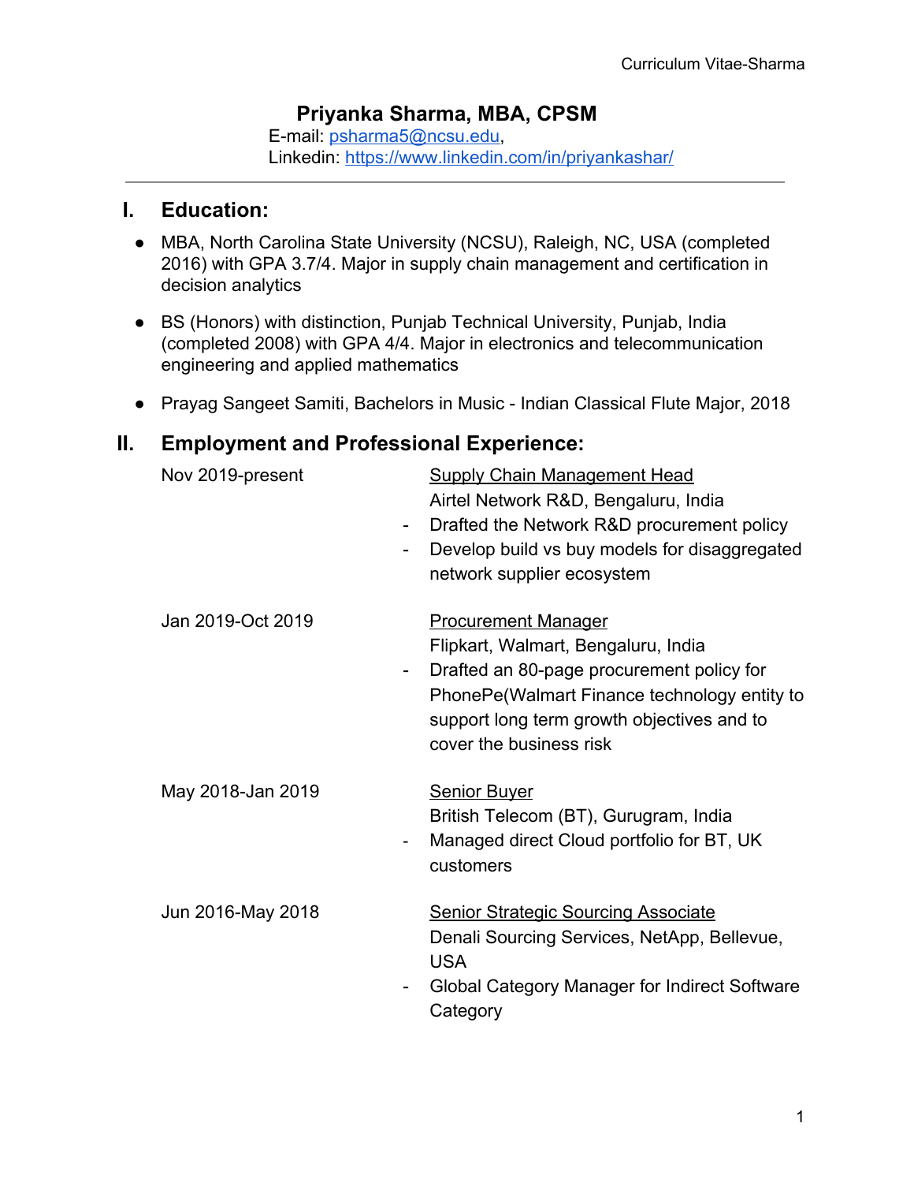# Priyanka Sharma, MBA, CPSM

E-mail: psharma5@ncsu.edu,
Linkedin: https://www.linkedin.com/in/priyankashar/

---

## I. Education:

- MBA, North Carolina State University (NCSU), Raleigh, NC, USA (completed 2016) with GPA 3.7/4. Major in supply chain management and certification in decision analytics
- BS (Honors) with distinction, Punjab Technical University, Punjab, India (completed 2008) with GPA 4/4. Major in electronics and telecommunication engineering and applied mathematics
- Prayag Sangeet Samiti, Bachelors in Music - Indian Classical Flute Major, 2018

## II. Employment and Professional Experience:

**Nov 2019-present**
Supply Chain Management Head
Airtel Network R&D, Bengaluru, India
- Drafted the Network R&D procurement policy
- Develop build vs buy models for disaggregated network supplier ecosystem

**Jan 2019-Oct 2019**
Procurement Manager
Flipkart, Walmart, Bengaluru, India
- Drafted an 80-page procurement policy for PhonePe(Walmart Finance technology entity to support long term growth objectives and to cover the business risk

**May 2018-Jan 2019**
Senior Buyer
British Telecom (BT), Gurugram, India
- Managed direct Cloud portfolio for BT, UK customers

**Jun 2016-May 2018**
Senior Strategic Sourcing Associate
Denali Sourcing Services, NetApp, Bellevue, USA
- Global Category Manager for Indirect Software Category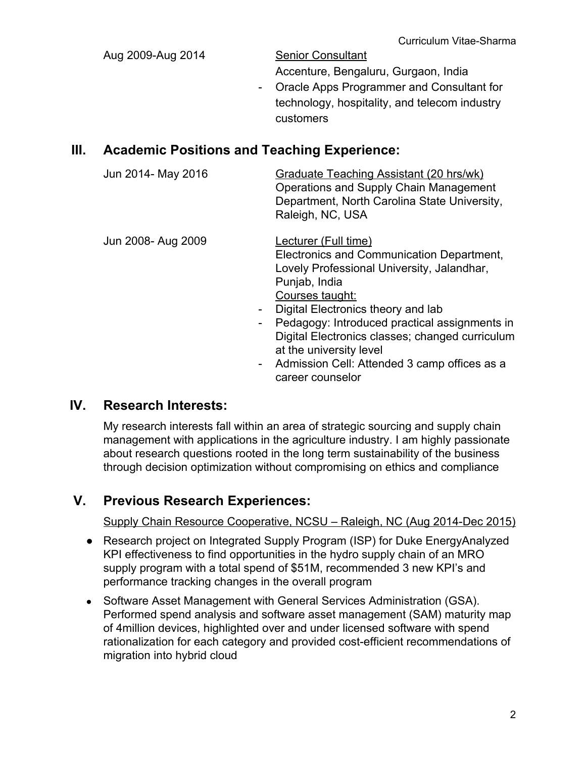Aug 2009-Aug 2014 — <u>Senior Consultant</u>
Accenture, Bengaluru, Gurgaon, India

- Oracle Apps Programmer and Consultant for technology, hospitality, and telecom industry customers

## III. Academic Positions and Teaching Experience:

Jun 2014- May 2016 — <u>Graduate Teaching Assistant (20 hrs/wk)</u>
Operations and Supply Chain Management Department, North Carolina State University, Raleigh, NC, USA

Jun 2008- Aug 2009 — <u>Lecturer (Full time)</u>
Electronics and Communication Department, Lovely Professional University, Jalandhar, Punjab, India
<u>Courses taught:</u>

- Digital Electronics theory and lab
- Pedagogy: Introduced practical assignments in Digital Electronics classes; changed curriculum at the university level
- Admission Cell: Attended 3 camp offices as a career counselor

## IV. Research Interests:

My research interests fall within an area of strategic sourcing and supply chain management with applications in the agriculture industry. I am highly passionate about research questions rooted in the long term sustainability of the business through decision optimization without compromising on ethics and compliance

## V. Previous Research Experiences:

<u>Supply Chain Resource Cooperative, NCSU – Raleigh, NC (Aug 2014-Dec 2015)</u>

- Research project on Integrated Supply Program (ISP) for Duke EnergyAnalyzed KPI effectiveness to find opportunities in the hydro supply chain of an MRO supply program with a total spend of $51M, recommended 3 new KPI's and performance tracking changes in the overall program
- Software Asset Management with General Services Administration (GSA). Performed spend analysis and software asset management (SAM) maturity map of 4million devices, highlighted over and under licensed software with spend rationalization for each category and provided cost-efficient recommendations of migration into hybrid cloud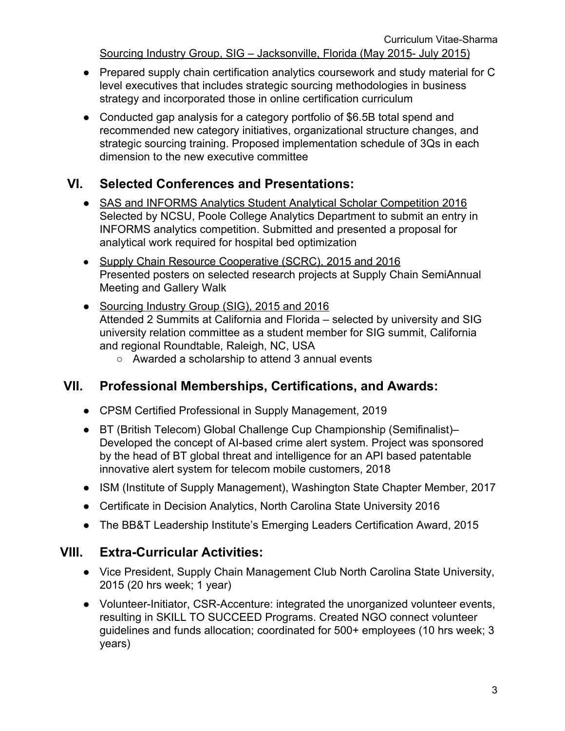Sourcing Industry Group, SIG – Jacksonville, Florida (May 2015- July 2015)

- Prepared supply chain certification analytics coursework and study material for C level executives that includes strategic sourcing methodologies in business strategy and incorporated those in online certification curriculum
- Conducted gap analysis for a category portfolio of $6.5B total spend and recommended new category initiatives, organizational structure changes, and strategic sourcing training. Proposed implementation schedule of 3Qs in each dimension to the new executive committee

## VI. Selected Conferences and Presentations:

- SAS and INFORMS Analytics Student Analytical Scholar Competition 2016
  Selected by NCSU, Poole College Analytics Department to submit an entry in INFORMS analytics competition. Submitted and presented a proposal for analytical work required for hospital bed optimization
- Supply Chain Resource Cooperative (SCRC), 2015 and 2016
  Presented posters on selected research projects at Supply Chain SemiAnnual Meeting and Gallery Walk
- Sourcing Industry Group (SIG), 2015 and 2016
  Attended 2 Summits at California and Florida – selected by university and SIG university relation committee as a student member for SIG summit, California and regional Roundtable, Raleigh, NC, USA
  - Awarded a scholarship to attend 3 annual events

## VII. Professional Memberships, Certifications, and Awards:

- CPSM Certified Professional in Supply Management, 2019
- BT (British Telecom) Global Challenge Cup Championship (Semifinalist)– Developed the concept of AI-based crime alert system. Project was sponsored by the head of BT global threat and intelligence for an API based patentable innovative alert system for telecom mobile customers, 2018
- ISM (Institute of Supply Management), Washington State Chapter Member, 2017
- Certificate in Decision Analytics, North Carolina State University 2016
- The BB&T Leadership Institute's Emerging Leaders Certification Award, 2015

## VIII. Extra-Curricular Activities:

- Vice President, Supply Chain Management Club North Carolina State University, 2015 (20 hrs week; 1 year)
- Volunteer-Initiator, CSR-Accenture: integrated the unorganized volunteer events, resulting in SKILL TO SUCCEED Programs. Created NGO connect volunteer guidelines and funds allocation; coordinated for 500+ employees (10 hrs week; 3 years)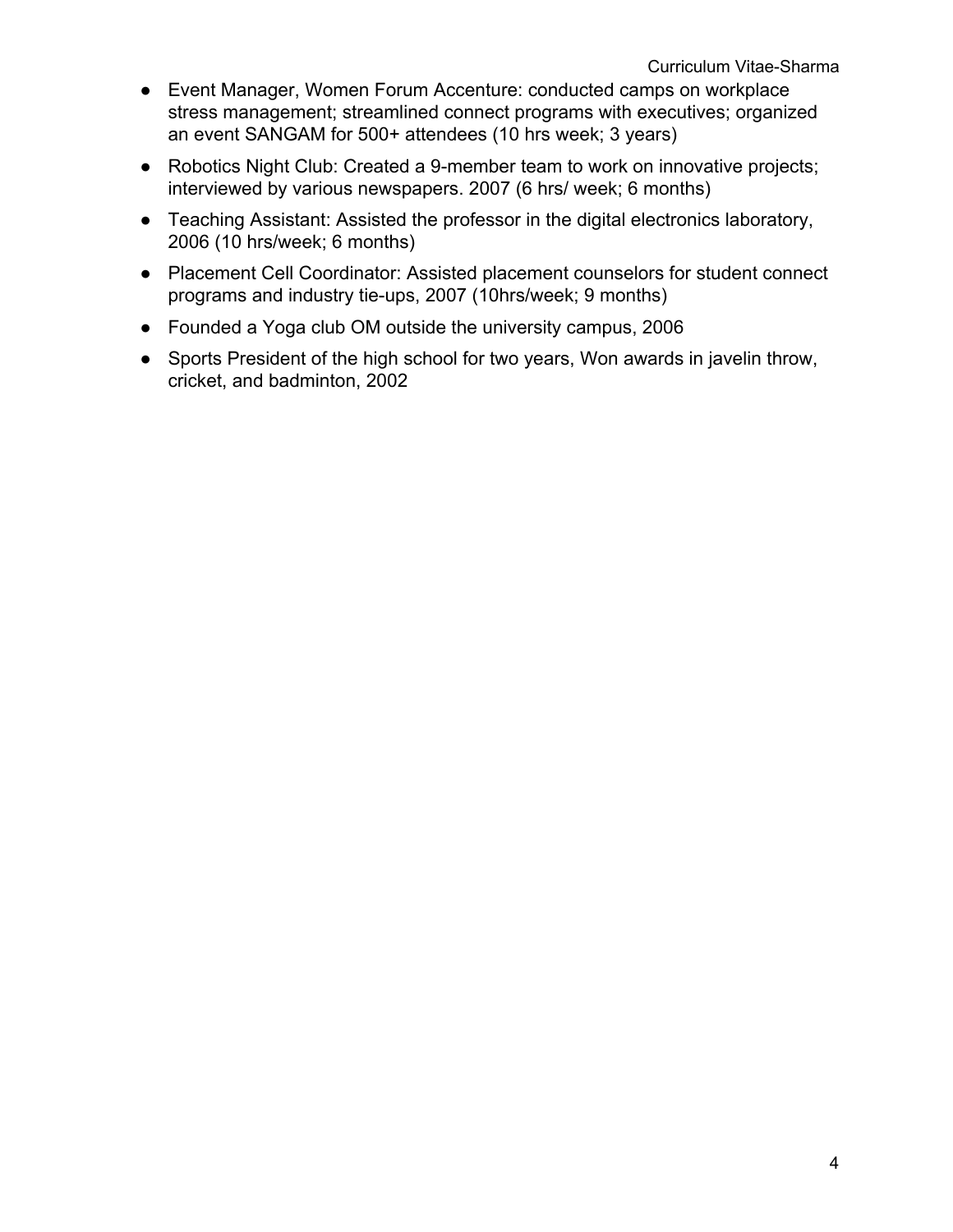- Event Manager, Women Forum Accenture: conducted camps on workplace stress management; streamlined connect programs with executives; organized an event SANGAM for 500+ attendees (10 hrs week; 3 years)
- Robotics Night Club: Created a 9-member team to work on innovative projects; interviewed by various newspapers. 2007 (6 hrs/ week; 6 months)
- Teaching Assistant: Assisted the professor in the digital electronics laboratory, 2006 (10 hrs/week; 6 months)
- Placement Cell Coordinator: Assisted placement counselors for student connect programs and industry tie-ups, 2007 (10hrs/week; 9 months)
- Founded a Yoga club OM outside the university campus, 2006
- Sports President of the high school for two years, Won awards in javelin throw, cricket, and badminton, 2002